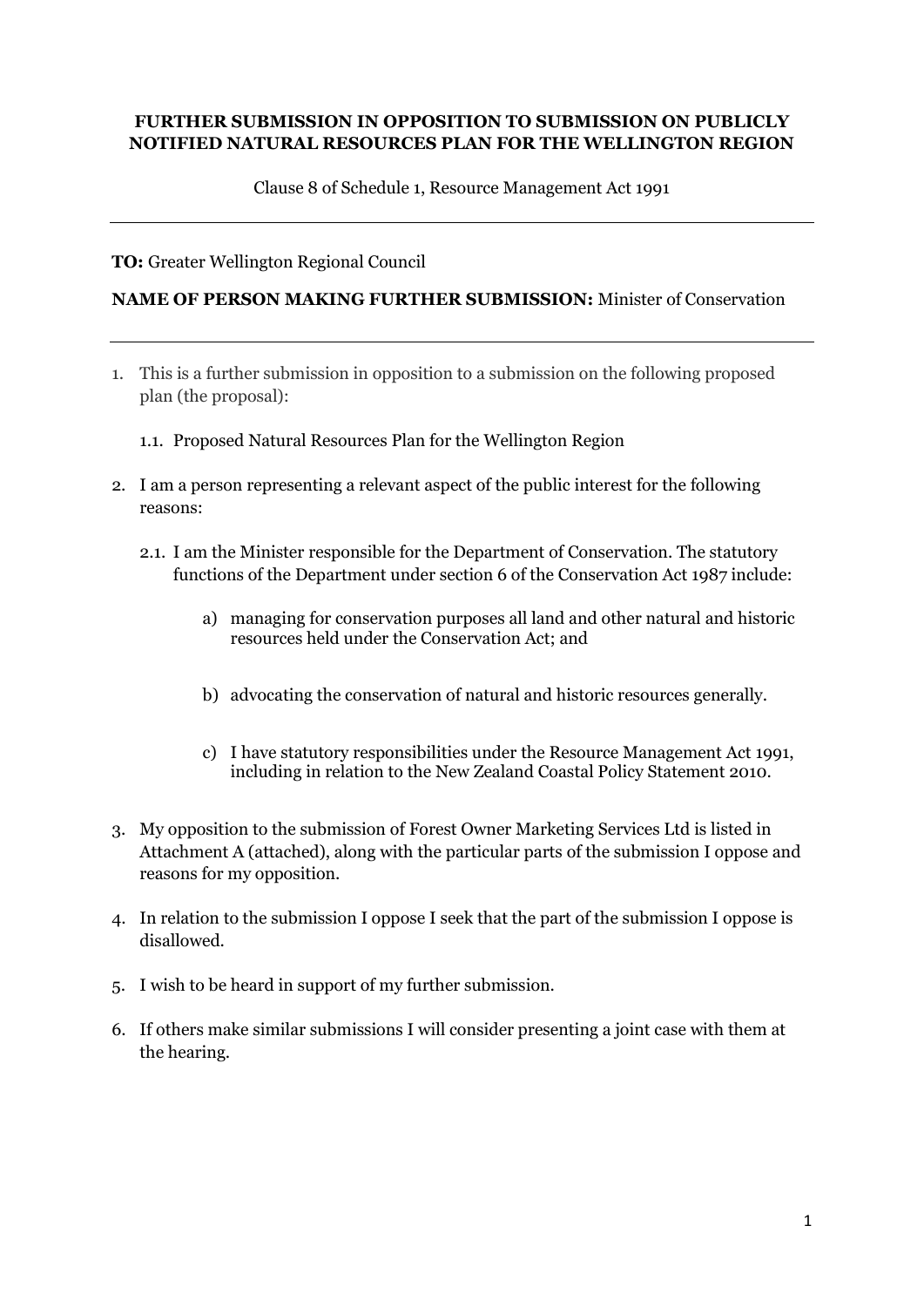**FURTHER SUBMISSION IN OPPOSITION TO SUBMISSION ON PUBLICLY NOTIFIED NATURAL RESOURCES PLAN FOR THE WELLINGTON REGION**

Clause 8 of Schedule 1, Resource Management Act 1991

---

**TO:** Greater Wellington Regional Council

**NAME OF PERSON MAKING FURTHER SUBMISSION:** Minister of Conservation

---

1. This is a further submission in opposition to a submission on the following proposed plan (the proposal):

   1.1. Proposed Natural Resources Plan for the Wellington Region

2. I am a person representing a relevant aspect of the public interest for the following reasons:

   2.1. I am the Minister responsible for the Department of Conservation. The statutory functions of the Department under section 6 of the Conservation Act 1987 include:

      a) managing for conservation purposes all land and other natural and historic resources held under the Conservation Act; and

      b) advocating the conservation of natural and historic resources generally.

      c) I have statutory responsibilities under the Resource Management Act 1991, including in relation to the New Zealand Coastal Policy Statement 2010.

3. My opposition to the submission of Forest Owner Marketing Services Ltd is listed in Attachment A (attached), along with the particular parts of the submission I oppose and reasons for my opposition.

4. In relation to the submission I oppose I seek that the part of the submission I oppose is disallowed.

5. I wish to be heard in support of my further submission.

6. If others make similar submissions I will consider presenting a joint case with them at the hearing.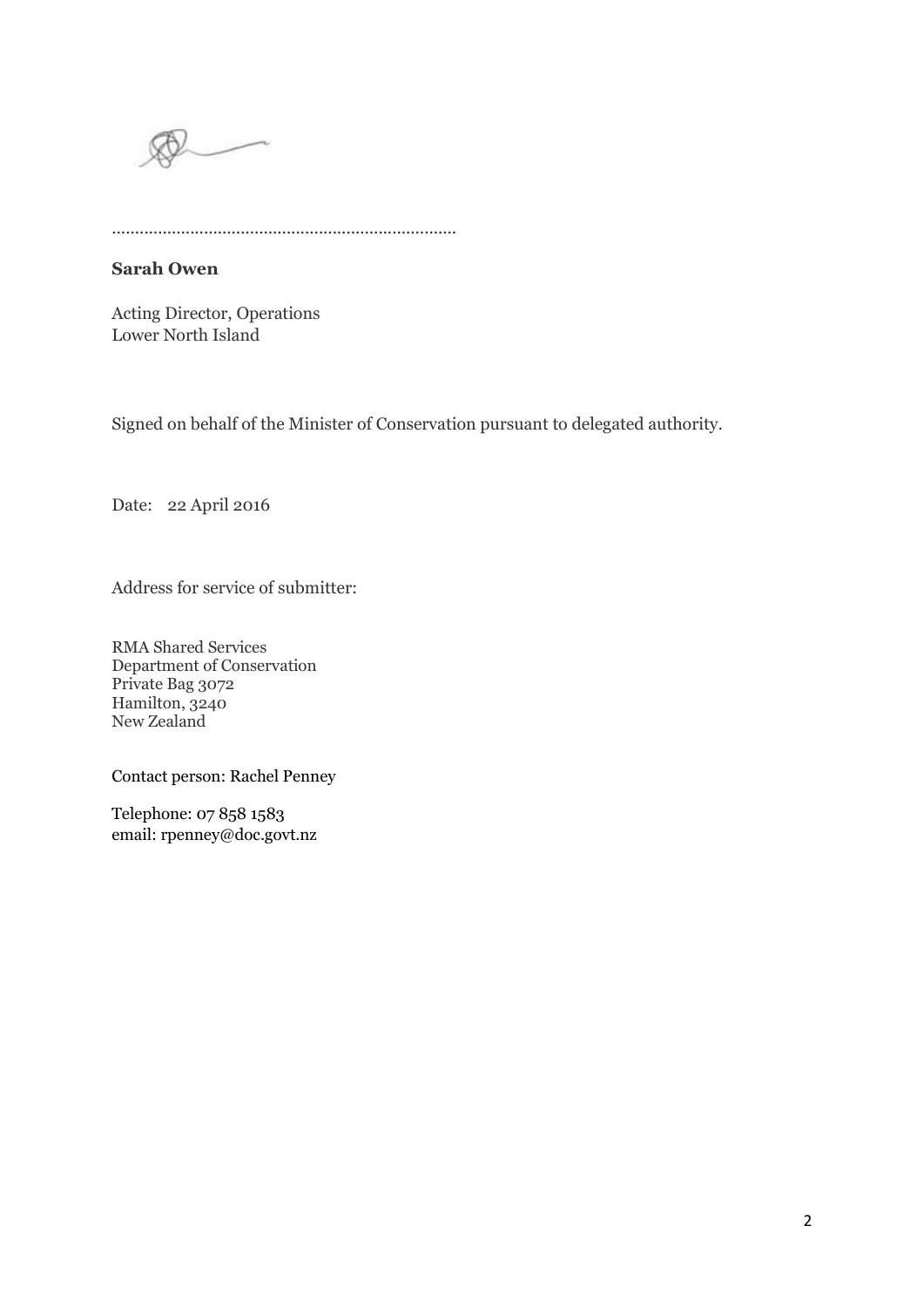............................................................................

**Sarah Owen**

Acting Director, Operations
Lower North Island

Signed on behalf of the Minister of Conservation pursuant to delegated authority.

Date: 22 April 2016

Address for service of submitter:

RMA Shared Services
Department of Conservation
Private Bag 3072
Hamilton, 3240
New Zealand

Contact person: Rachel Penney

Telephone: 07 858 1583
email: rpenney@doc.govt.nz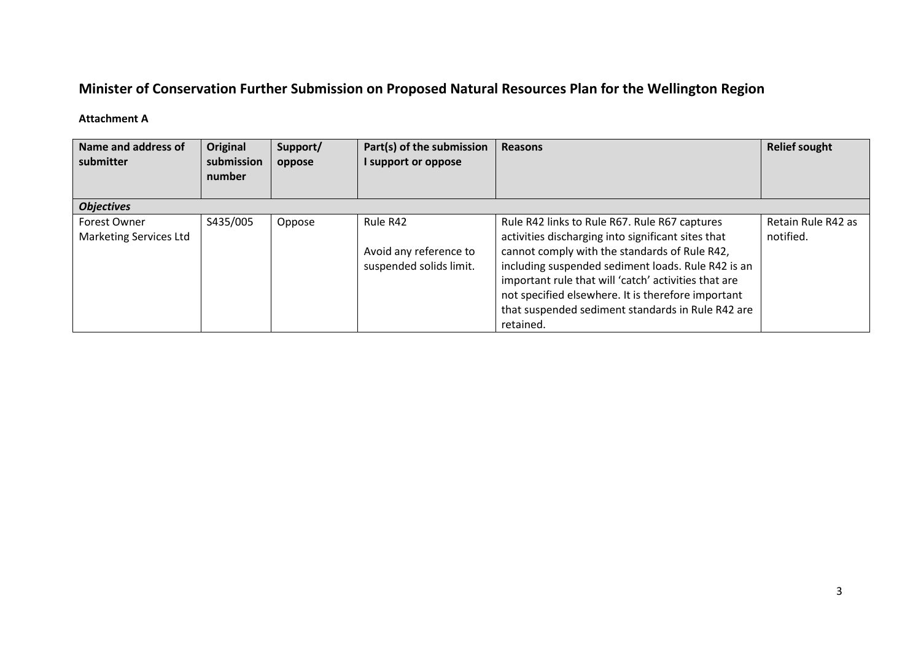## Minister of Conservation Further Submission on Proposed Natural Resources Plan for the Wellington Region

**Attachment A**

| Name and address of submitter | Original submission number | Support/ oppose | Part(s) of the submission I support or oppose | Reasons | Relief sought |
|---|---|---|---|---|---|
| ***Objectives*** | | | | | |
| Forest Owner Marketing Services Ltd | S435/005 | Oppose | Rule R42<br><br>Avoid any reference to suspended solids limit. | Rule R42 links to Rule R67. Rule R67 captures activities discharging into significant sites that cannot comply with the standards of Rule R42, including suspended sediment loads. Rule R42 is an important rule that will 'catch' activities that are not specified elsewhere. It is therefore important that suspended sediment standards in Rule R42 are retained. | Retain Rule R42 as notified. |